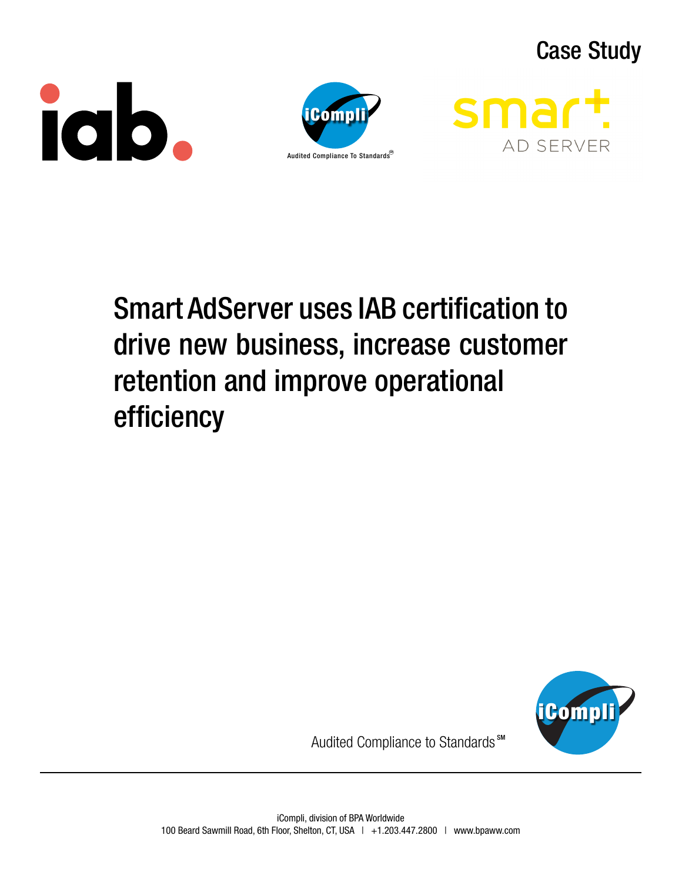Case Study

iab.

iCompli

Audited Compliance To Standards

smart AD SERVER

# Smart AdServer uses IAB certification to drive new business, increase customer retention and improve operational efficiency

Audited Compliance to Standards℠

iCompli

iCompli, division of BPA Worldwide
100 Beard Sawmill Road, 6th Floor, Shelton, CT, USA | +1.203.447.2800 | www.bpaww.com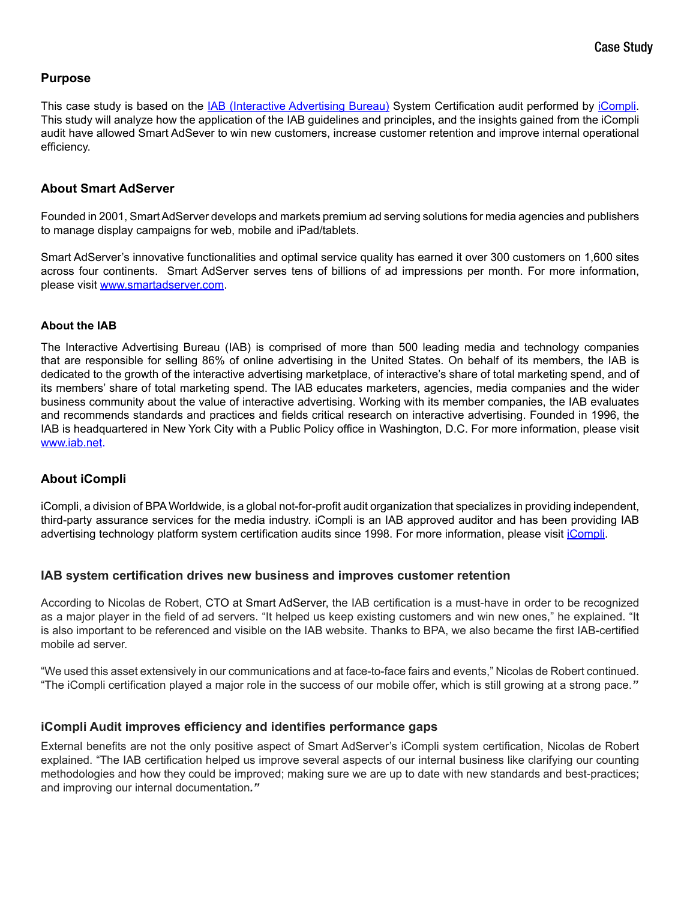## Purpose

This case study is based on the [IAB (Interactive Advertising Bureau)](http://www.iab.net) System Certification audit performed by [iCompli](http://www.icompli.com). This study will analyze how the application of the IAB guidelines and principles, and the insights gained from the iCompli audit have allowed Smart AdSever to win new customers, increase customer retention and improve internal operational efficiency.

## About Smart AdServer

Founded in 2001, Smart AdServer develops and markets premium ad serving solutions for media agencies and publishers to manage display campaigns for web, mobile and iPad/tablets.

Smart AdServer's innovative functionalities and optimal service quality has earned it over 300 customers on 1,600 sites across four continents. Smart AdServer serves tens of billions of ad impressions per month. For more information, please visit [www.smartadserver.com](http://www.smartadserver.com).

### About the IAB

The Interactive Advertising Bureau (IAB) is comprised of more than 500 leading media and technology companies that are responsible for selling 86% of online advertising in the United States. On behalf of its members, the IAB is dedicated to the growth of the interactive advertising marketplace, of interactive's share of total marketing spend, and of its members' share of total marketing spend. The IAB educates marketers, agencies, media companies and the wider business community about the value of interactive advertising. Working with its member companies, the IAB evaluates and recommends standards and practices and fields critical research on interactive advertising. Founded in 1996, the IAB is headquartered in New York City with a Public Policy office in Washington, D.C. For more information, please visit [www.iab.net](http://www.iab.net).

## About iCompli

iCompli, a division of BPA Worldwide, is a global not-for-profit audit organization that specializes in providing independent, third-party assurance services for the media industry. iCompli is an IAB approved auditor and has been providing IAB advertising technology platform system certification audits since 1998. For more information, please visit [iCompli](http://www.icompli.com).

## IAB system certification drives new business and improves customer retention

According to Nicolas de Robert, CTO at Smart AdServer, the IAB certification is a must-have in order to be recognized as a major player in the field of ad servers. "It helped us keep existing customers and win new ones," he explained. "It is also important to be referenced and visible on the IAB website. Thanks to BPA, we also became the first IAB-certified mobile ad server.

"We used this asset extensively in our communications and at face-to-face fairs and events," Nicolas de Robert continued. "The iCompli certification played a major role in the success of our mobile offer, which is still growing at a strong pace."

## iCompli Audit improves efficiency and identifies performance gaps

External benefits are not the only positive aspect of Smart AdServer's iCompli system certification, Nicolas de Robert explained. "The IAB certification helped us improve several aspects of our internal business like clarifying our counting methodologies and how they could be improved; making sure we are up to date with new standards and best-practices; and improving our internal documentation."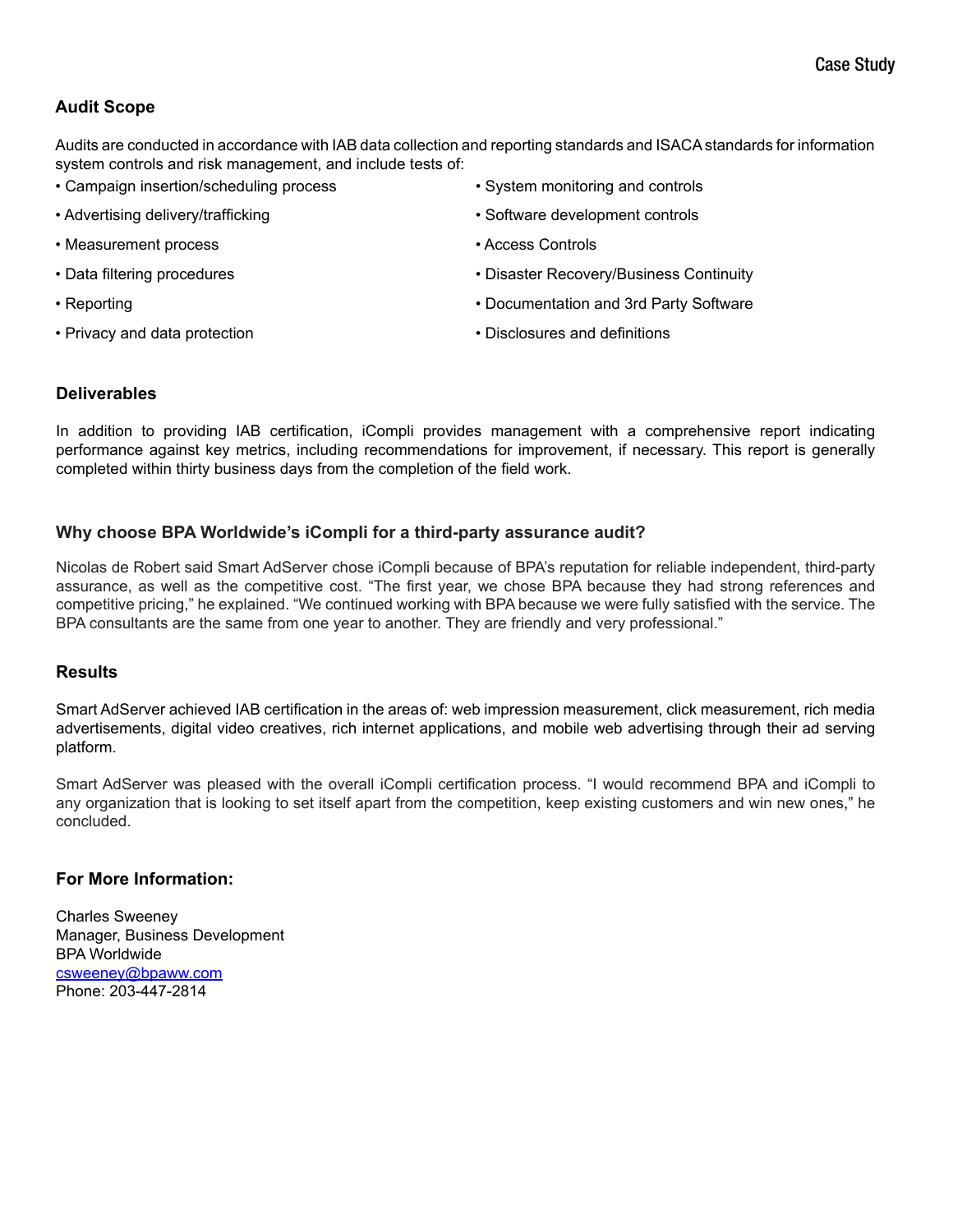## Audit Scope

Audits are conducted in accordance with IAB data collection and reporting standards and ISACA standards for information system controls and risk management, and include tests of:

- Campaign insertion/scheduling process
- Advertising delivery/trafficking
- Measurement process
- Data filtering procedures
- Reporting
- Privacy and data protection
- System monitoring and controls
- Software development controls
- Access Controls
- Disaster Recovery/Business Continuity
- Documentation and 3rd Party Software
- Disclosures and definitions

## Deliverables

In addition to providing IAB certification, iCompli provides management with a comprehensive report indicating performance against key metrics, including recommendations for improvement, if necessary. This report is generally completed within thirty business days from the completion of the field work.

## Why choose BPA Worldwide's iCompli for a third-party assurance audit?

Nicolas de Robert said Smart AdServer chose iCompli because of BPA's reputation for reliable independent, third-party assurance, as well as the competitive cost. "The first year, we chose BPA because they had strong references and competitive pricing," he explained. "We continued working with BPA because we were fully satisfied with the service. The BPA consultants are the same from one year to another. They are friendly and very professional."

## Results

Smart AdServer achieved IAB certification in the areas of: web impression measurement, click measurement, rich media advertisements, digital video creatives, rich internet applications, and mobile web advertising through their ad serving platform.

Smart AdServer was pleased with the overall iCompli certification process. "I would recommend BPA and iCompli to any organization that is looking to set itself apart from the competition, keep existing customers and win new ones," he concluded.

## For More Information:

Charles Sweeney
Manager, Business Development
BPA Worldwide
csweeney@bpaww.com
Phone: 203-447-2814